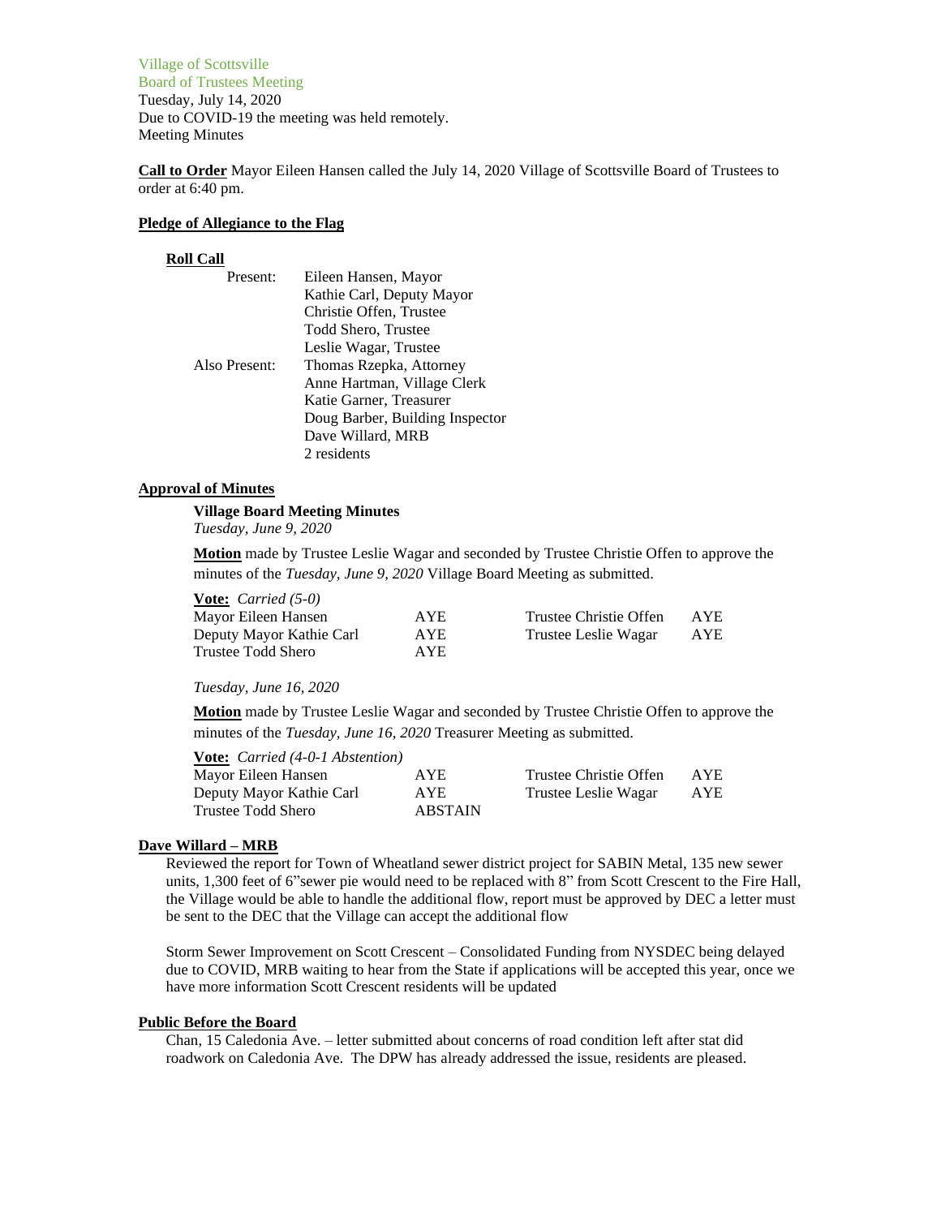Village of Scottsville
Board of Trustees Meeting
Tuesday, July 14, 2020
Due to COVID-19 the meeting was held remotely.
Meeting Minutes

**Call to Order** Mayor Eileen Hansen called the July 14, 2020 Village of Scottsville Board of Trustees to order at 6:40 pm.

**Pledge of Allegiance to the Flag**

**Roll Call**

| | |
|---|---|
| Present: | Eileen Hansen, Mayor |
| | Kathie Carl, Deputy Mayor |
| | Christie Offen, Trustee |
| | Todd Shero, Trustee |
| | Leslie Wagar, Trustee |
| Also Present: | Thomas Rzepka, Attorney |
| | Anne Hartman, Village Clerk |
| | Katie Garner, Treasurer |
| | Doug Barber, Building Inspector |
| | Dave Willard, MRB |
| | 2 residents |

**Approval of Minutes**

**Village Board Meeting Minutes**
*Tuesday, June 9, 2020*

**Motion** made by Trustee Leslie Wagar and seconded by Trustee Christie Offen to approve the minutes of the *Tuesday, June 9, 2020* Village Board Meeting as submitted.

**Vote:** *Carried (5-0)*

| | | | |
|---|---|---|---|
| Mayor Eileen Hansen | AYE | Trustee Christie Offen | AYE |
| Deputy Mayor Kathie Carl | AYE | Trustee Leslie Wagar | AYE |
| Trustee Todd Shero | AYE | | |

*Tuesday, June 16, 2020*

**Motion** made by Trustee Leslie Wagar and seconded by Trustee Christie Offen to approve the minutes of the *Tuesday, June 16, 2020* Treasurer Meeting as submitted.

**Vote:** *Carried (4-0-1 Abstention)*

| | | | |
|---|---|---|---|
| Mayor Eileen Hansen | AYE | Trustee Christie Offen | AYE |
| Deputy Mayor Kathie Carl | AYE | Trustee Leslie Wagar | AYE |
| Trustee Todd Shero | ABSTAIN | | |

**Dave Willard – MRB**

Reviewed the report for Town of Wheatland sewer district project for SABIN Metal, 135 new sewer units, 1,300 feet of 6"sewer pie would need to be replaced with 8" from Scott Crescent to the Fire Hall, the Village would be able to handle the additional flow, report must be approved by DEC a letter must be sent to the DEC that the Village can accept the additional flow

Storm Sewer Improvement on Scott Crescent – Consolidated Funding from NYSDEC being delayed due to COVID, MRB waiting to hear from the State if applications will be accepted this year, once we have more information Scott Crescent residents will be updated

**Public Before the Board**

Chan, 15 Caledonia Ave. – letter submitted about concerns of road condition left after stat did roadwork on Caledonia Ave. The DPW has already addressed the issue, residents are pleased.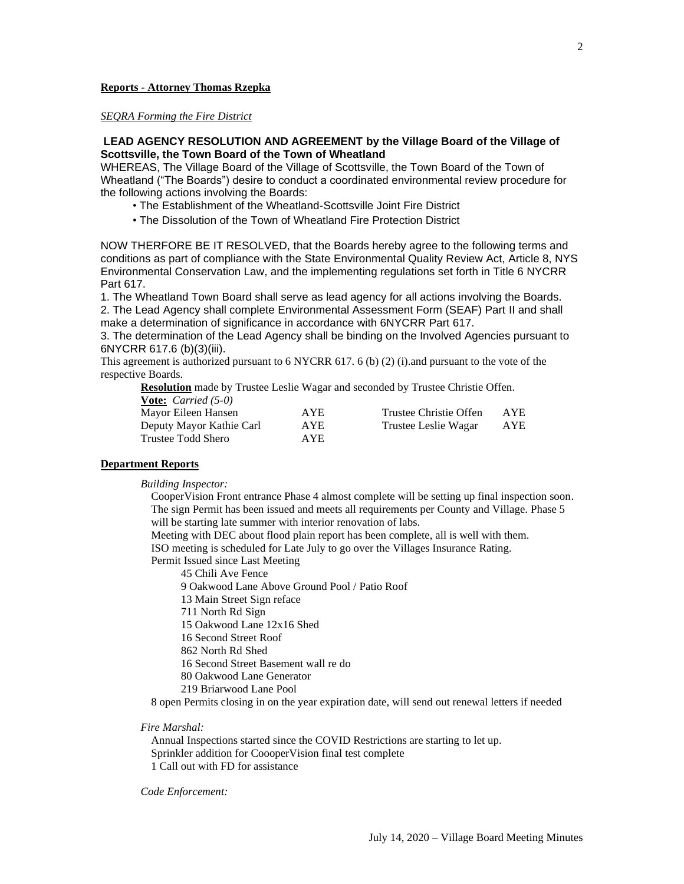**Reports - Attorney Thomas Rzepka**

*SEQRA Forming the Fire District*

**LEAD AGENCY RESOLUTION AND AGREEMENT by the Village Board of the Village of Scottsville, the Town Board of the Town of Wheatland**

WHEREAS, The Village Board of the Village of Scottsville, the Town Board of the Town of Wheatland ("The Boards") desire to conduct a coordinated environmental review procedure for the following actions involving the Boards:

- The Establishment of the Wheatland-Scottsville Joint Fire District
- The Dissolution of the Town of Wheatland Fire Protection District

NOW THERFORE BE IT RESOLVED, that the Boards hereby agree to the following terms and conditions as part of compliance with the State Environmental Quality Review Act, Article 8, NYS Environmental Conservation Law, and the implementing regulations set forth in Title 6 NYCRR Part 617.

1. The Wheatland Town Board shall serve as lead agency for all actions involving the Boards.
2. The Lead Agency shall complete Environmental Assessment Form (SEAF) Part II and shall make a determination of significance in accordance with 6NYCRR Part 617.
3. The determination of the Lead Agency shall be binding on the Involved Agencies pursuant to 6NYCRR 617.6 (b)(3)(iii).

This agreement is authorized pursuant to 6 NYCRR 617. 6 (b) (2) (i).and pursuant to the vote of the respective Boards.

**Resolution** made by Trustee Leslie Wagar and seconded by Trustee Christie Offen.

**Vote:** *Carried (5-0)*

| | | | |
|---|---|---|---|
| Mayor Eileen Hansen | AYE | Trustee Christie Offen | AYE |
| Deputy Mayor Kathie Carl | AYE | Trustee Leslie Wagar | AYE |
| Trustee Todd Shero | AYE | | |

**Department Reports**

*Building Inspector:*

CooperVision Front entrance Phase 4 almost complete will be setting up final inspection soon. The sign Permit has been issued and meets all requirements per County and Village. Phase 5 will be starting late summer with interior renovation of labs.

Meeting with DEC about flood plain report has been complete, all is well with them.

ISO meeting is scheduled for Late July to go over the Villages Insurance Rating.

Permit Issued since Last Meeting

45 Chili Ave Fence
9 Oakwood Lane Above Ground Pool / Patio Roof
13 Main Street Sign reface
711 North Rd Sign
15 Oakwood Lane 12x16 Shed
16 Second Street Roof
862 North Rd Shed
16 Second Street Basement wall re do
80 Oakwood Lane Generator
219 Briarwood Lane Pool

8 open Permits closing in on the year expiration date, will send out renewal letters if needed

*Fire Marshal:*

Annual Inspections started since the COVID Restrictions are starting to let up.
Sprinkler addition for CooooperVision final test complete
1 Call out with FD for assistance

*Code Enforcement:*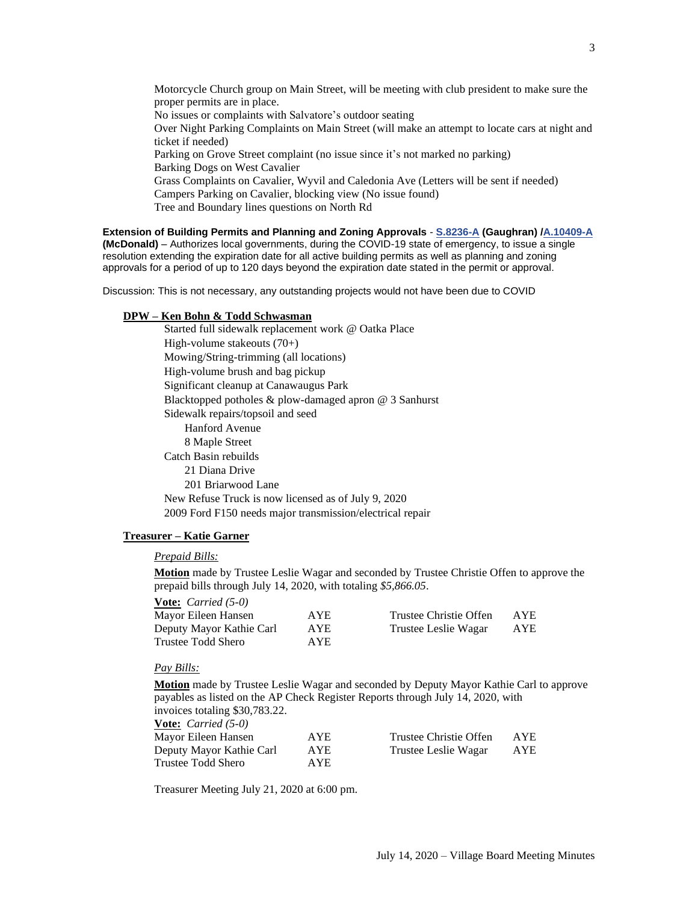Motorcycle Church group on Main Street, will be meeting with club president to make sure the proper permits are in place.
No issues or complaints with Salvatore's outdoor seating
Over Night Parking Complaints on Main Street (will make an attempt to locate cars at night and ticket if needed)
Parking on Grove Street complaint (no issue since it's not marked no parking)
Barking Dogs on West Cavalier
Grass Complaints on Cavalier, Wyvil and Caledonia Ave (Letters will be sent if needed)
Campers Parking on Cavalier, blocking view (No issue found)
Tree and Boundary lines questions on North Rd

**Extension of Building Permits and Planning and Zoning Approvals** - **S.8236-A (Gaughran) /A.10409-A (McDonald)** – Authorizes local governments, during the COVID-19 state of emergency, to issue a single resolution extending the expiration date for all active building permits as well as planning and zoning approvals for a period of up to 120 days beyond the expiration date stated in the permit or approval.

Discussion: This is not necessary, any outstanding projects would not have been due to COVID

**DPW – Ken Bohn & Todd Schwasman**

Started full sidewalk replacement work @ Oatka Place
High-volume stakeouts (70+)
Mowing/String-trimming (all locations)
High-volume brush and bag pickup
Significant cleanup at Canawaugus Park
Blacktopped potholes & plow-damaged apron @ 3 Sanhurst
Sidewalk repairs/topsoil and seed
- Hanford Avenue
- 8 Maple Street

Catch Basin rebuilds
- 21 Diana Drive
- 201 Briarwood Lane

New Refuse Truck is now licensed as of July 9, 2020
2009 Ford F150 needs major transmission/electrical repair

**Treasurer – Katie Garner**

*Prepaid Bills:*

**Motion** made by Trustee Leslie Wagar and seconded by Trustee Christie Offen to approve the prepaid bills through July 14, 2020, with totaling *$5,866.05*.

**Vote:** *Carried (5-0)*

| | | | |
|---|---|---|---|
| Mayor Eileen Hansen | AYE | Trustee Christie Offen | AYE |
| Deputy Mayor Kathie Carl | AYE | Trustee Leslie Wagar | AYE |
| Trustee Todd Shero | AYE | | |

*Pay Bills:*

**Motion** made by Trustee Leslie Wagar and seconded by Deputy Mayor Kathie Carl to approve payables as listed on the AP Check Register Reports through July 14, 2020, with invoices totaling $30,783.22.

**Vote:** *Carried (5-0)*

| | | | |
|---|---|---|---|
| Mayor Eileen Hansen | AYE | Trustee Christie Offen | AYE |
| Deputy Mayor Kathie Carl | AYE | Trustee Leslie Wagar | AYE |
| Trustee Todd Shero | AYE | | |

Treasurer Meeting July 21, 2020 at 6:00 pm.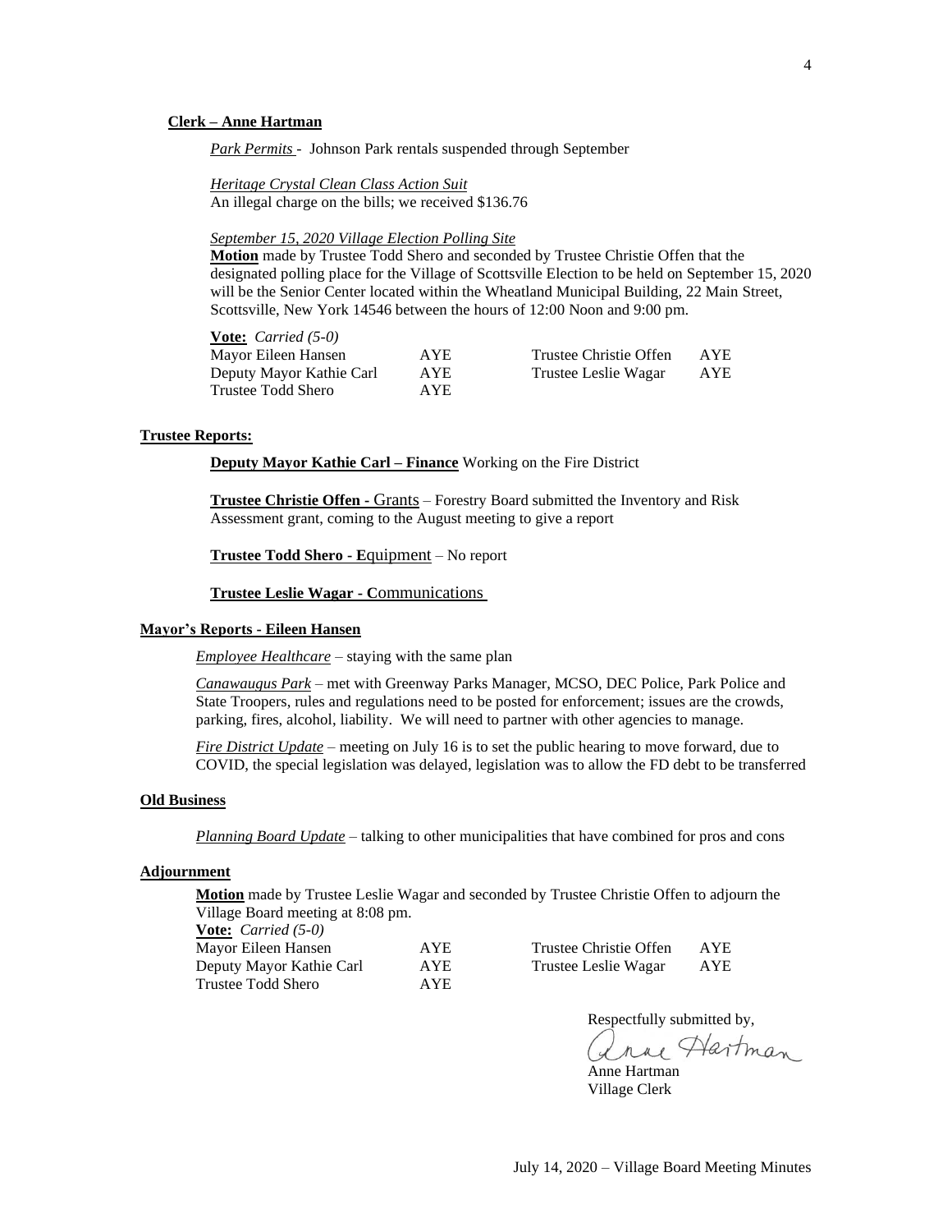**Clerk – Anne Hartman**

*Park Permits* - Johnson Park rentals suspended through September

*Heritage Crystal Clean Class Action Suit*
An illegal charge on the bills; we received $136.76

*September 15, 2020 Village Election Polling Site*
**Motion** made by Trustee Todd Shero and seconded by Trustee Christie Offen that the designated polling place for the Village of Scottsville Election to be held on September 15, 2020 will be the Senior Center located within the Wheatland Municipal Building, 22 Main Street, Scottsville, New York 14546 between the hours of 12:00 Noon and 9:00 pm.

**Vote:** *Carried (5-0)*

| | | | |
|---|---|---|---|
| Mayor Eileen Hansen | AYE | Trustee Christie Offen | AYE |
| Deputy Mayor Kathie Carl | AYE | Trustee Leslie Wagar | AYE |
| Trustee Todd Shero | AYE | | |

**Trustee Reports:**

**Deputy Mayor Kathie Carl – Finance** Working on the Fire District

**Trustee Christie Offen - Grants** – Forestry Board submitted the Inventory and Risk Assessment grant, coming to the August meeting to give a report

**Trustee Todd Shero - Equipment** – No report

**Trustee Leslie Wagar - Communications**

**Mayor's Reports - Eileen Hansen**

*Employee Healthcare* – staying with the same plan

*Canawaugus Park* – met with Greenway Parks Manager, MCSO, DEC Police, Park Police and State Troopers, rules and regulations need to be posted for enforcement; issues are the crowds, parking, fires, alcohol, liability. We will need to partner with other agencies to manage.

*Fire District Update* – meeting on July 16 is to set the public hearing to move forward, due to COVID, the special legislation was delayed, legislation was to allow the FD debt to be transferred

**Old Business**

*Planning Board Update* – talking to other municipalities that have combined for pros and cons

**Adjournment**

**Motion** made by Trustee Leslie Wagar and seconded by Trustee Christie Offen to adjourn the Village Board meeting at 8:08 pm.

**Vote:** *Carried (5-0)*

| | | | |
|---|---|---|---|
| Mayor Eileen Hansen | AYE | Trustee Christie Offen | AYE |
| Deputy Mayor Kathie Carl | AYE | Trustee Leslie Wagar | AYE |
| Trustee Todd Shero | AYE | | |

Respectfully submitted by,

Anne Hartman

Anne Hartman
Village Clerk

July 14, 2020 – Village Board Meeting Minutes